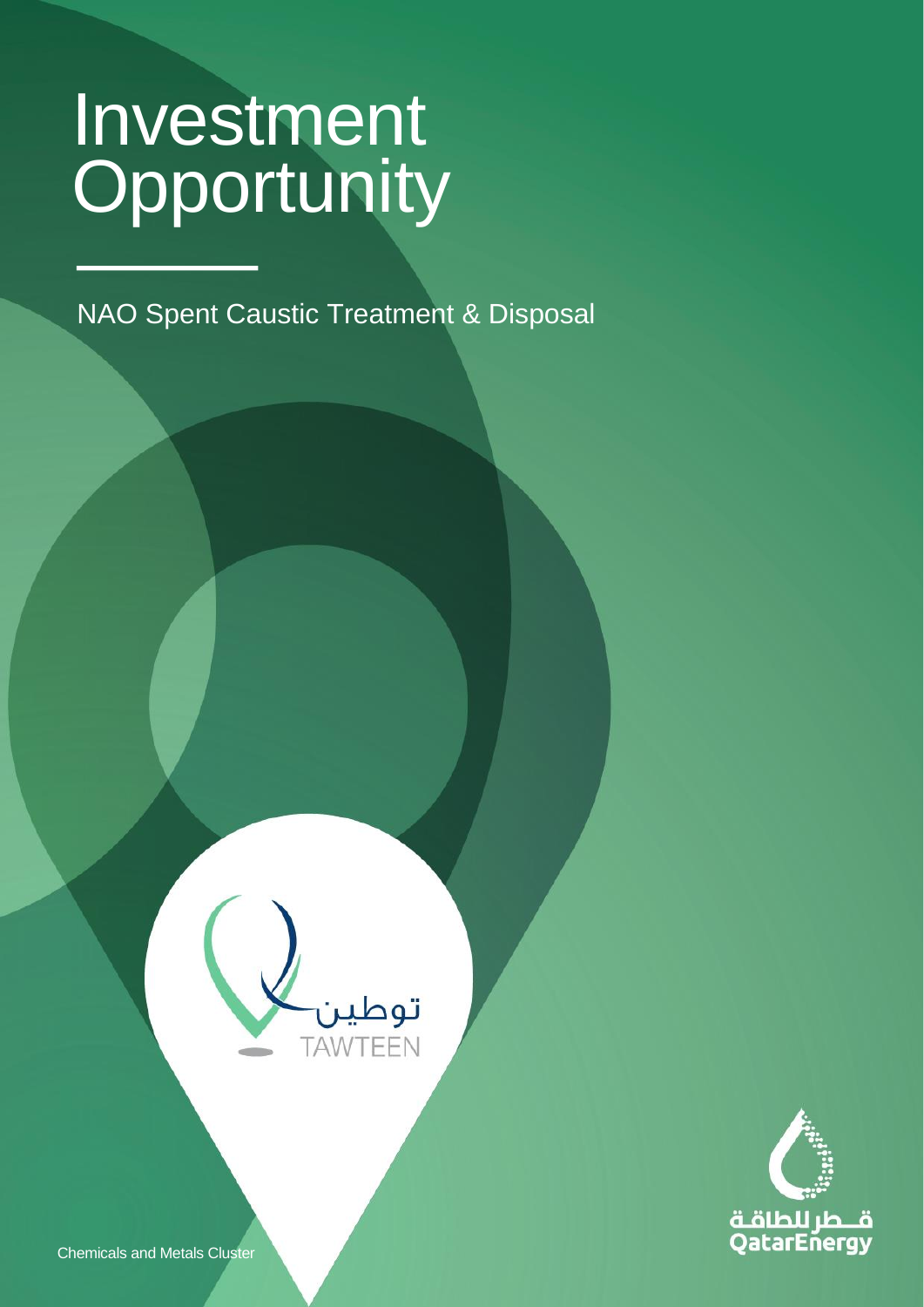# Investment Opportunity

NAO Spent Caustic Treatment & Disposal

توطين
TAWTEEN

قطر للطاقة
QatarEnergy

Chemicals and Metals Cluster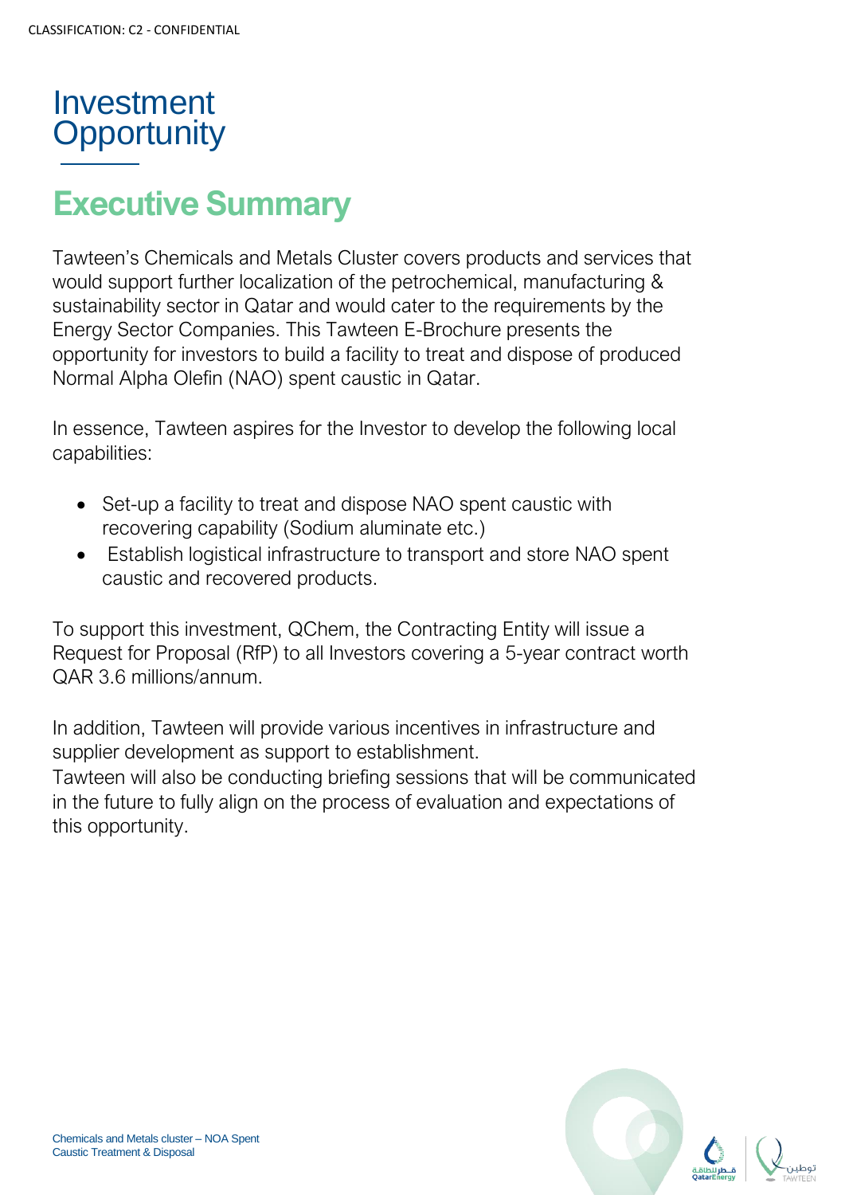# Investment Opportunity

## Executive Summary

Tawteen's Chemicals and Metals Cluster covers products and services that would support further localization of the petrochemical, manufacturing & sustainability sector in Qatar and would cater to the requirements by the Energy Sector Companies. This Tawteen E-Brochure presents the opportunity for investors to build a facility to treat and dispose of produced Normal Alpha Olefin (NAO) spent caustic in Qatar.

In essence, Tawteen aspires for the Investor to develop the following local capabilities:

- Set-up a facility to treat and dispose NAO spent caustic with recovering capability (Sodium aluminate etc.)
- Establish logistical infrastructure to transport and store NAO spent caustic and recovered products.

To support this investment, QChem, the Contracting Entity will issue a Request for Proposal (RfP) to all Investors covering a 5-year contract worth QAR 3.6 millions/annum.

In addition, Tawteen will provide various incentives in infrastructure and supplier development as support to establishment.

Tawteen will also be conducting briefing sessions that will be communicated in the future to fully align on the process of evaluation and expectations of this opportunity.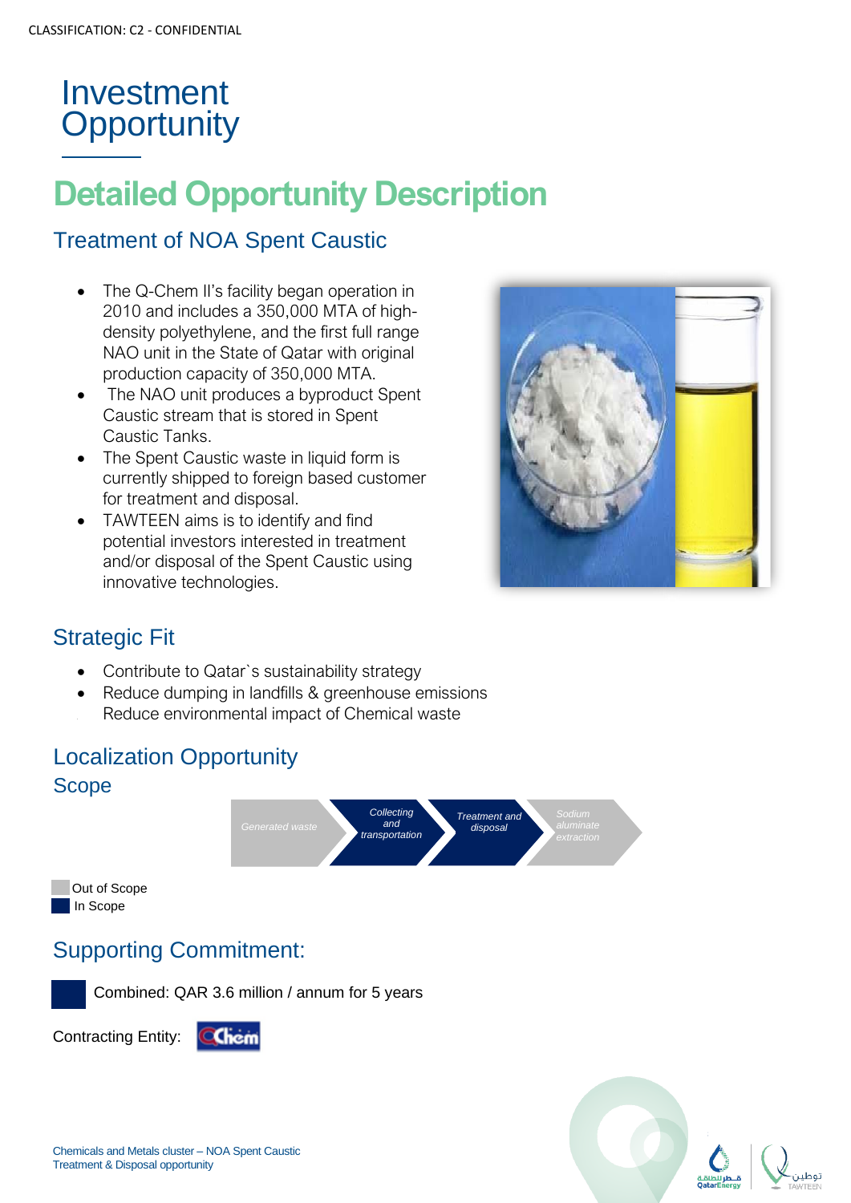CLASSIFICATION: C2 - CONFIDENTIAL

# Investment Opportunity

## Detailed Opportunity Description

### Treatment of NOA Spent Caustic

- The Q-Chem II's facility began operation in 2010 and includes a 350,000 MTA of high-density polyethylene, and the first full range NAO unit in the State of Qatar with original production capacity of 350,000 MTA.
- The NAO unit produces a byproduct Spent Caustic stream that is stored in Spent Caustic Tanks.
- The Spent Caustic waste in liquid form is currently shipped to foreign based customer for treatment and disposal.
- TAWTEEN aims is to identify and find potential investors interested in treatment and/or disposal of the Spent Caustic using innovative technologies.

### Strategic Fit

- Contribute to Qatar`s sustainability strategy
- Reduce dumping in landfills & greenhouse emissions
- Reduce environmental impact of Chemical waste

### Localization Opportunity

### Scope

Generated waste → Collecting and transportation → Treatment and disposal → Sodium aluminate extraction

- Out of Scope: Generated waste; Sodium aluminate extraction
- In Scope: Collecting and transportation; Treatment and disposal

### Supporting Commitment:

Combined: QAR 3.6 million / annum for 5 years

Contracting Entity: QChem

Chemicals and Metals cluster – NOA Spent Caustic Treatment & Disposal opportunity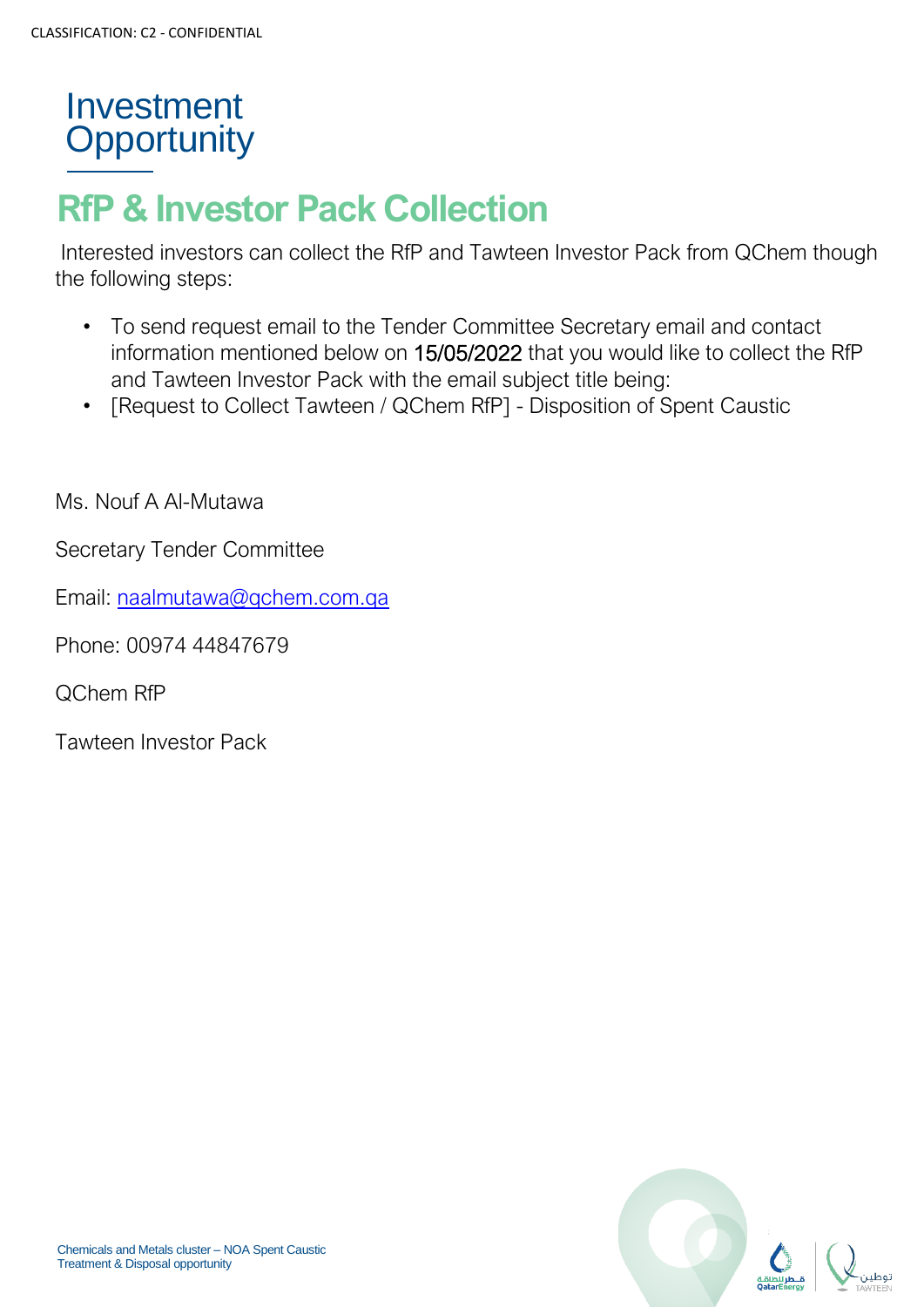# Investment Opportunity

## RfP & Investor Pack Collection

Interested investors can collect the RfP and Tawteen Investor Pack from QChem though the following steps:

- To send request email to the Tender Committee Secretary email and contact information mentioned below on 15/05/2022 that you would like to collect the RfP and Tawteen Investor Pack with the email subject title being:
- [Request to Collect Tawteen / QChem RfP] - Disposition of Spent Caustic

Ms. Nouf A Al-Mutawa

Secretary Tender Committee

Email: naalmutawa@qchem.com.qa

Phone: 00974 44847679

QChem RfP

Tawteen Investor Pack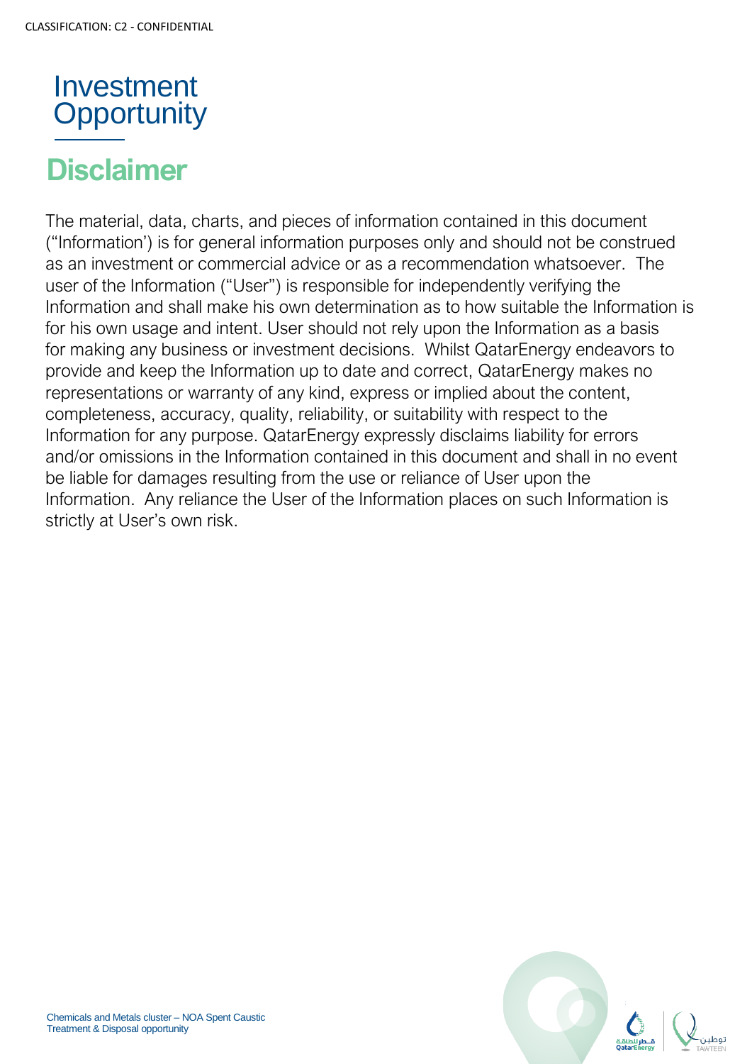# Investment Opportunity

## Disclaimer

The material, data, charts, and pieces of information contained in this document ("Information') is for general information purposes only and should not be construed as an investment or commercial advice or as a recommendation whatsoever. The user of the Information ("User") is responsible for independently verifying the Information and shall make his own determination as to how suitable the Information is for his own usage and intent. User should not rely upon the Information as a basis for making any business or investment decisions. Whilst QatarEnergy endeavors to provide and keep the Information up to date and correct, QatarEnergy makes no representations or warranty of any kind, express or implied about the content, completeness, accuracy, quality, reliability, or suitability with respect to the Information for any purpose. QatarEnergy expressly disclaims liability for errors and/or omissions in the Information contained in this document and shall in no event be liable for damages resulting from the use or reliance of User upon the Information. Any reliance the User of the Information places on such Information is strictly at User's own risk.